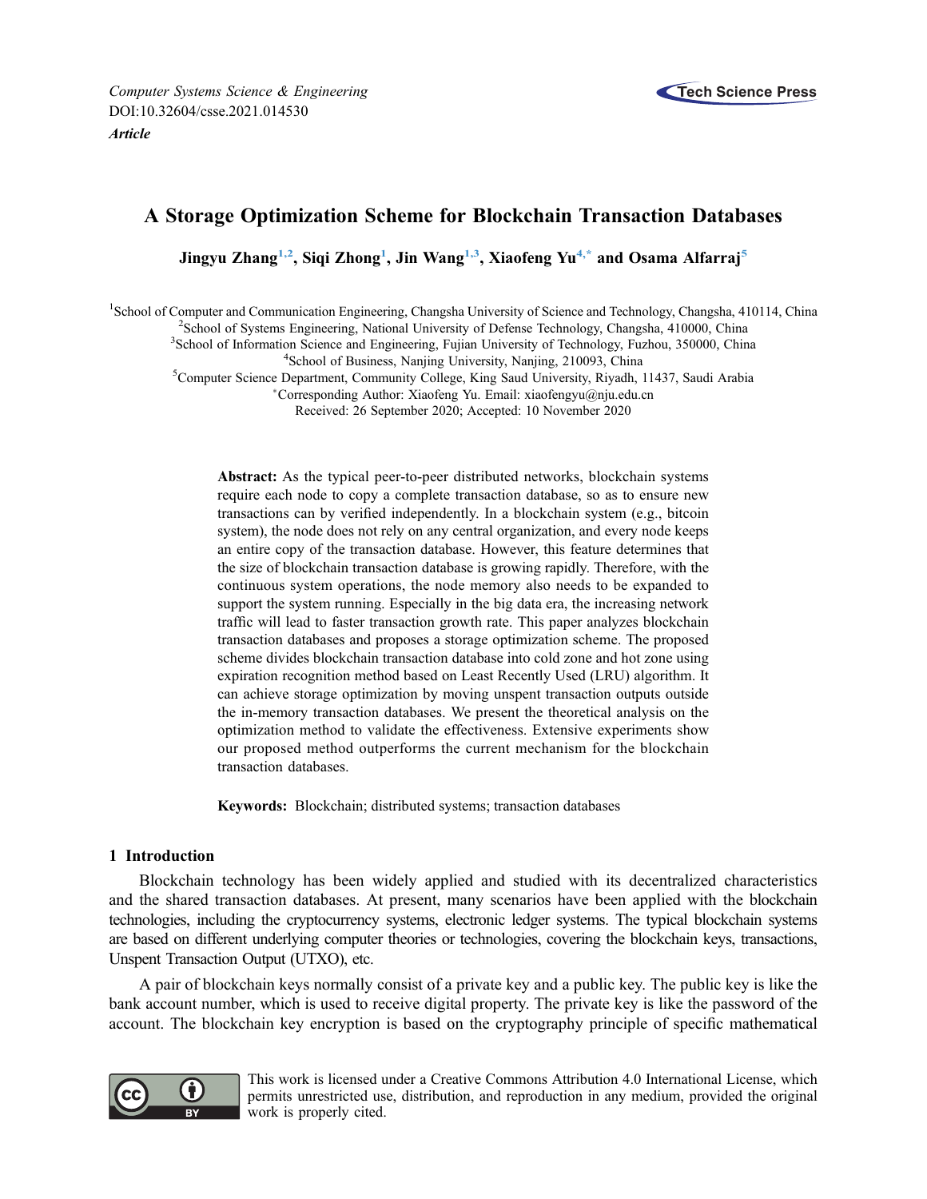Computer Systems Science & Engineering
DOI:10.32604/csse.2021.014530

***Article***

# A Storage Optimization Scheme for Blockchain Transaction Databases

**Jingyu Zhang[1,2], Siqi Zhong[1], Jin Wang[1,3], Xiaofeng Yu[4,*] and Osama Alfarraj[5]**

[1]School of Computer and Communication Engineering, Changsha University of Science and Technology, Changsha, 410114, China
[2]School of Systems Engineering, National University of Defense Technology, Changsha, 410000, China
[3]School of Information Science and Engineering, Fujian University of Technology, Fuzhou, 350000, China
[4]School of Business, Nanjing University, Nanjing, 210093, China
[5]Computer Science Department, Community College, King Saud University, Riyadh, 11437, Saudi Arabia
[*]Corresponding Author: Xiaofeng Yu. Email: xiaofengyu@nju.edu.cn
Received: 26 September 2020; Accepted: 10 November 2020

**Abstract:** As the typical peer-to-peer distributed networks, blockchain systems require each node to copy a complete transaction database, so as to ensure new transactions can by verified independently. In a blockchain system (e.g., bitcoin system), the node does not rely on any central organization, and every node keeps an entire copy of the transaction database. However, this feature determines that the size of blockchain transaction database is growing rapidly. Therefore, with the continuous system operations, the node memory also needs to be expanded to support the system running. Especially in the big data era, the increasing network traffic will lead to faster transaction growth rate. This paper analyzes blockchain transaction databases and proposes a storage optimization scheme. The proposed scheme divides blockchain transaction database into cold zone and hot zone using expiration recognition method based on Least Recently Used (LRU) algorithm. It can achieve storage optimization by moving unspent transaction outputs outside the in-memory transaction databases. We present the theoretical analysis on the optimization method to validate the effectiveness. Extensive experiments show our proposed method outperforms the current mechanism for the blockchain transaction databases.

**Keywords:** Blockchain; distributed systems; transaction databases

## 1 Introduction

Blockchain technology has been widely applied and studied with its decentralized characteristics and the shared transaction databases. At present, many scenarios have been applied with the blockchain technologies, including the cryptocurrency systems, electronic ledger systems. The typical blockchain systems are based on different underlying computer theories or technologies, covering the blockchain keys, transactions, Unspent Transaction Output (UTXO), etc.

A pair of blockchain keys normally consist of a private key and a public key. The public key is like the bank account number, which is used to receive digital property. The private key is like the password of the account. The blockchain key encryption is based on the cryptography principle of specific mathematical

This work is licensed under a Creative Commons Attribution 4.0 International License, which permits unrestricted use, distribution, and reproduction in any medium, provided the original work is properly cited.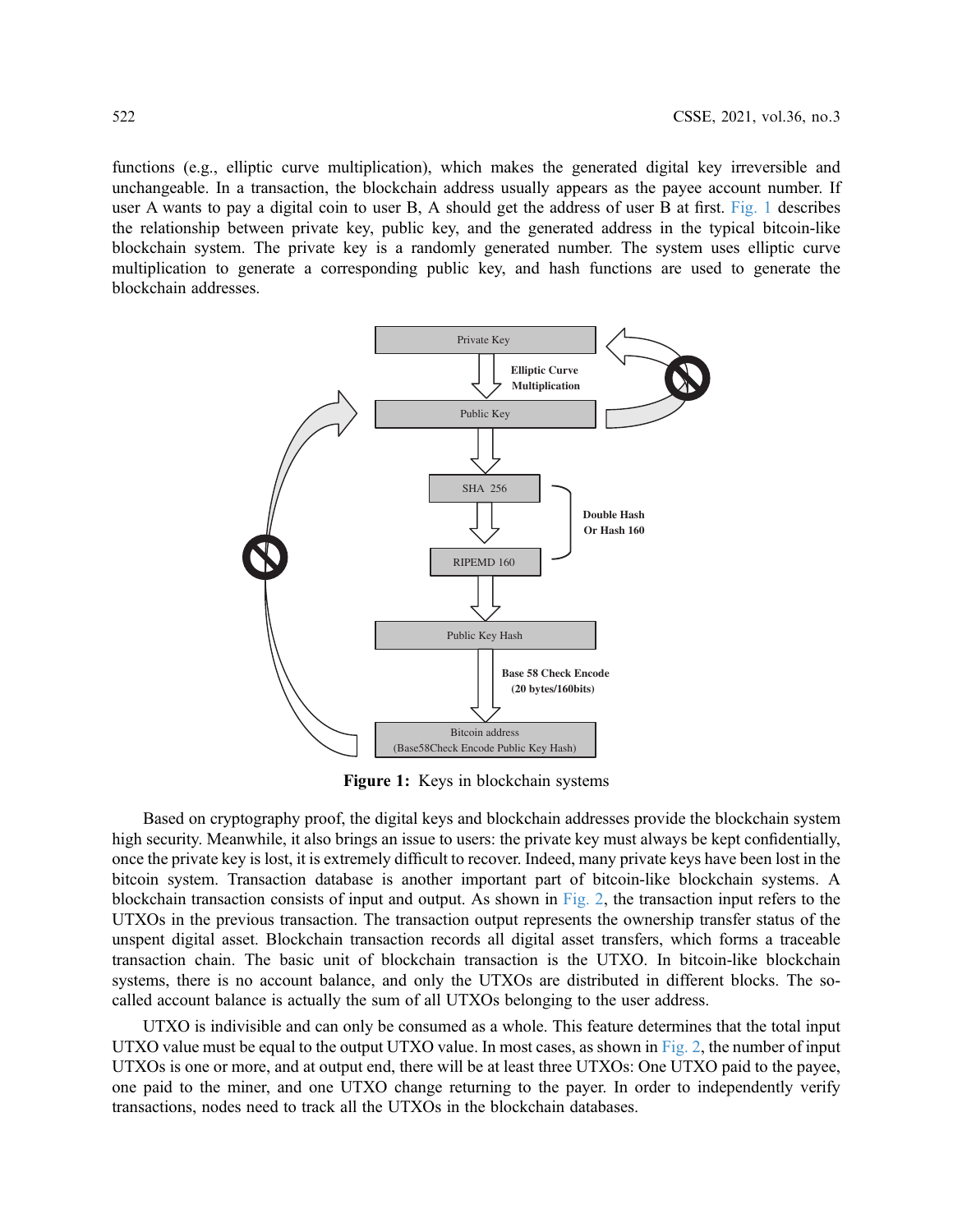functions (e.g., elliptic curve multiplication), which makes the generated digital key irreversible and unchangeable. In a transaction, the blockchain address usually appears as the payee account number. If user A wants to pay a digital coin to user B, A should get the address of user B at first. Fig. 1 describes the relationship between private key, public key, and the generated address in the typical bitcoin-like blockchain system. The private key is a randomly generated number. The system uses elliptic curve multiplication to generate a corresponding public key, and hash functions are used to generate the blockchain addresses.

**Figure 1:** Keys in blockchain systems

Based on cryptography proof, the digital keys and blockchain addresses provide the blockchain system high security. Meanwhile, it also brings an issue to users: the private key must always be kept confidentially, once the private key is lost, it is extremely difficult to recover. Indeed, many private keys have been lost in the bitcoin system. Transaction database is another important part of bitcoin-like blockchain systems. A blockchain transaction consists of input and output. As shown in Fig. 2, the transaction input refers to the UTXOs in the previous transaction. The transaction output represents the ownership transfer status of the unspent digital asset. Blockchain transaction records all digital asset transfers, which forms a traceable transaction chain. The basic unit of blockchain transaction is the UTXO. In bitcoin-like blockchain systems, there is no account balance, and only the UTXOs are distributed in different blocks. The so-called account balance is actually the sum of all UTXOs belonging to the user address.

UTXO is indivisible and can only be consumed as a whole. This feature determines that the total input UTXO value must be equal to the output UTXO value. In most cases, as shown in Fig. 2, the number of input UTXOs is one or more, and at output end, there will be at least three UTXOs: One UTXO paid to the payee, one paid to the miner, and one UTXO change returning to the payer. In order to independently verify transactions, nodes need to track all the UTXOs in the blockchain databases.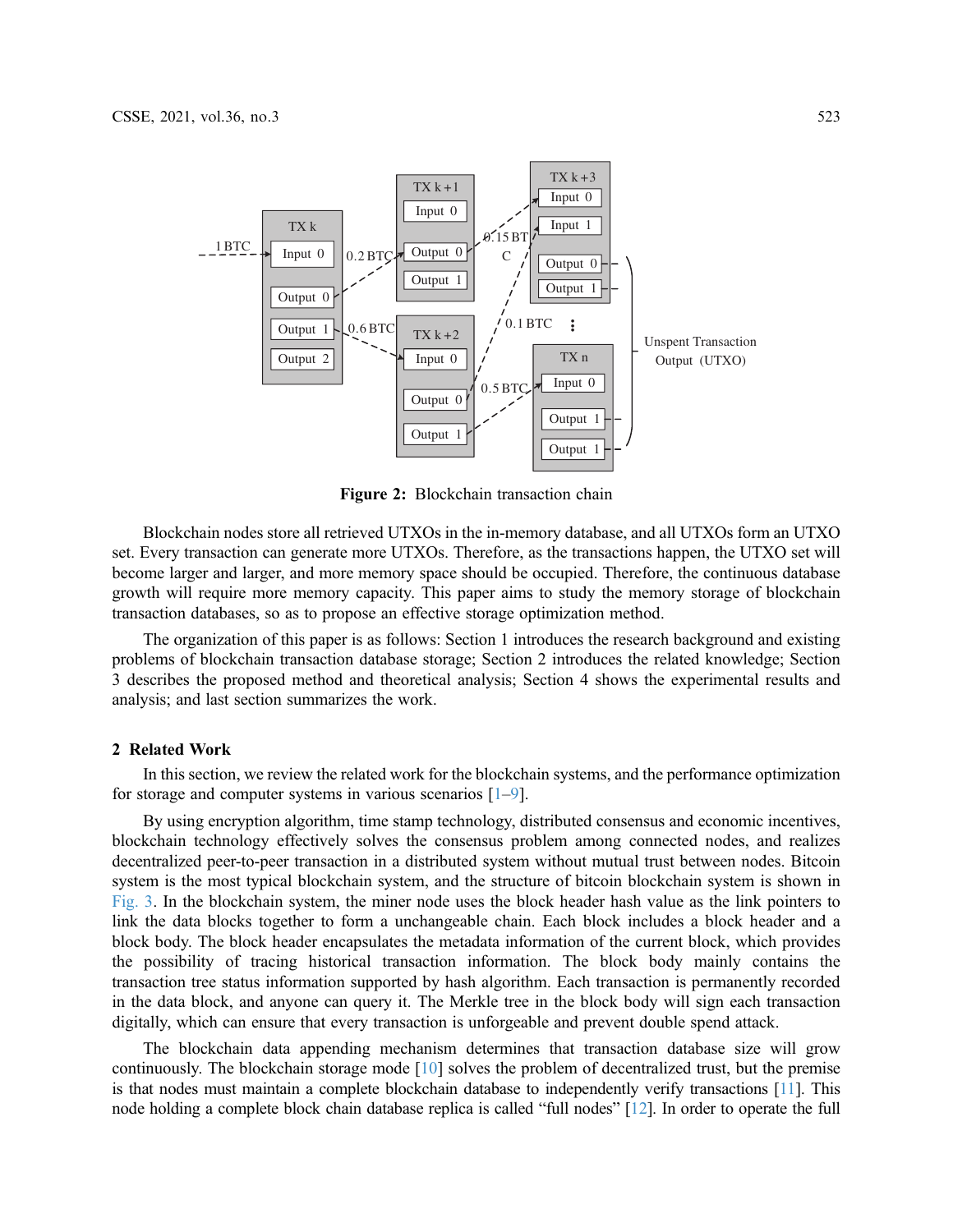Figure 2: Blockchain transaction chain

Blockchain nodes store all retrieved UTXOs in the in-memory database, and all UTXOs form an UTXO set. Every transaction can generate more UTXOs. Therefore, as the transactions happen, the UTXO set will become larger and larger, and more memory space should be occupied. Therefore, the continuous database growth will require more memory capacity. This paper aims to study the memory storage of blockchain transaction databases, so as to propose an effective storage optimization method.

The organization of this paper is as follows: Section 1 introduces the research background and existing problems of blockchain transaction database storage; Section 2 introduces the related knowledge; Section 3 describes the proposed method and theoretical analysis; Section 4 shows the experimental results and analysis; and last section summarizes the work.

## 2 Related Work

In this section, we review the related work for the blockchain systems, and the performance optimization for storage and computer systems in various scenarios [1–9].

By using encryption algorithm, time stamp technology, distributed consensus and economic incentives, blockchain technology effectively solves the consensus problem among connected nodes, and realizes decentralized peer-to-peer transaction in a distributed system without mutual trust between nodes. Bitcoin system is the most typical blockchain system, and the structure of bitcoin blockchain system is shown in Fig. 3. In the blockchain system, the miner node uses the block header hash value as the link pointers to link the data blocks together to form a unchangeable chain. Each block includes a block header and a block body. The block header encapsulates the metadata information of the current block, which provides the possibility of tracing historical transaction information. The block body mainly contains the transaction tree status information supported by hash algorithm. Each transaction is permanently recorded in the data block, and anyone can query it. The Merkle tree in the block body will sign each transaction digitally, which can ensure that every transaction is unforgeable and prevent double spend attack.

The blockchain data appending mechanism determines that transaction database size will grow continuously. The blockchain storage mode [10] solves the problem of decentralized trust, but the premise is that nodes must maintain a complete blockchain database to independently verify transactions [11]. This node holding a complete block chain database replica is called “full nodes” [12]. In order to operate the full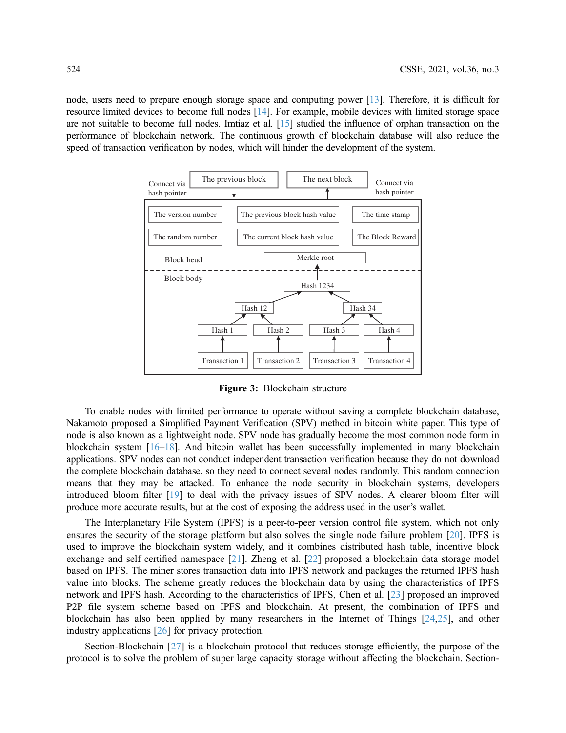node, users need to prepare enough storage space and computing power [13]. Therefore, it is difficult for resource limited devices to become full nodes [14]. For example, mobile devices with limited storage space are not suitable to become full nodes. Imtiaz et al. [15] studied the influence of orphan transaction on the performance of blockchain network. The continuous growth of blockchain database will also reduce the speed of transaction verification by nodes, which will hinder the development of the system.

**Figure 3:** Blockchain structure

To enable nodes with limited performance to operate without saving a complete blockchain database, Nakamoto proposed a Simplified Payment Verification (SPV) method in bitcoin white paper. This type of node is also known as a lightweight node. SPV node has gradually become the most common node form in blockchain system [16–18]. And bitcoin wallet has been successfully implemented in many blockchain applications. SPV nodes can not conduct independent transaction verification because they do not download the complete blockchain database, so they need to connect several nodes randomly. This random connection means that they may be attacked. To enhance the node security in blockchain systems, developers introduced bloom filter [19] to deal with the privacy issues of SPV nodes. A clearer bloom filter will produce more accurate results, but at the cost of exposing the address used in the user's wallet.

The Interplanetary File System (IPFS) is a peer-to-peer version control file system, which not only ensures the security of the storage platform but also solves the single node failure problem [20]. IPFS is used to improve the blockchain system widely, and it combines distributed hash table, incentive block exchange and self certified namespace [21]. Zheng et al. [22] proposed a blockchain data storage model based on IPFS. The miner stores transaction data into IPFS network and packages the returned IPFS hash value into blocks. The scheme greatly reduces the blockchain data by using the characteristics of IPFS network and IPFS hash. According to the characteristics of IPFS, Chen et al. [23] proposed an improved P2P file system scheme based on IPFS and blockchain. At present, the combination of IPFS and blockchain has also been applied by many researchers in the Internet of Things [24,25], and other industry applications [26] for privacy protection.

Section-Blockchain [27] is a blockchain protocol that reduces storage efficiently, the purpose of the protocol is to solve the problem of super large capacity storage without affecting the blockchain. Section-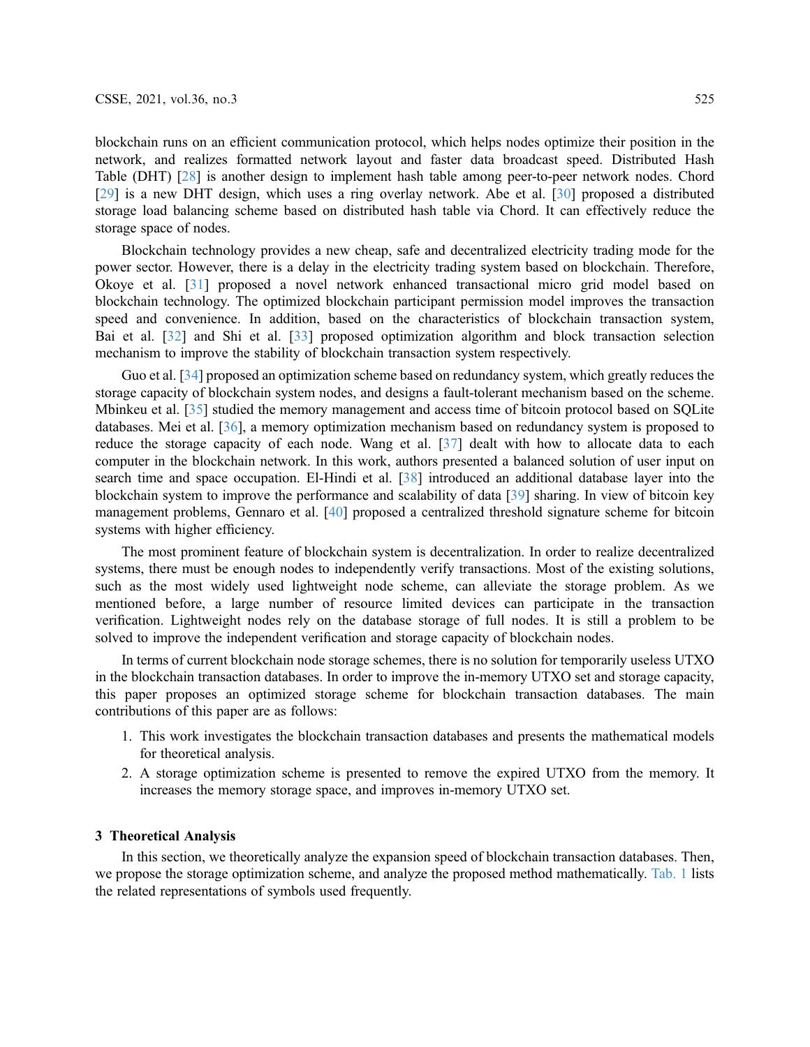blockchain runs on an efficient communication protocol, which helps nodes optimize their position in the network, and realizes formatted network layout and faster data broadcast speed. Distributed Hash Table (DHT) [28] is another design to implement hash table among peer-to-peer network nodes. Chord [29] is a new DHT design, which uses a ring overlay network. Abe et al. [30] proposed a distributed storage load balancing scheme based on distributed hash table via Chord. It can effectively reduce the storage space of nodes.

Blockchain technology provides a new cheap, safe and decentralized electricity trading mode for the power sector. However, there is a delay in the electricity trading system based on blockchain. Therefore, Okoye et al. [31] proposed a novel network enhanced transactional micro grid model based on blockchain technology. The optimized blockchain participant permission model improves the transaction speed and convenience. In addition, based on the characteristics of blockchain transaction system, Bai et al. [32] and Shi et al. [33] proposed optimization algorithm and block transaction selection mechanism to improve the stability of blockchain transaction system respectively.

Guo et al. [34] proposed an optimization scheme based on redundancy system, which greatly reduces the storage capacity of blockchain system nodes, and designs a fault-tolerant mechanism based on the scheme. Mbinkeu et al. [35] studied the memory management and access time of bitcoin protocol based on SQLite databases. Mei et al. [36], a memory optimization mechanism based on redundancy system is proposed to reduce the storage capacity of each node. Wang et al. [37] dealt with how to allocate data to each computer in the blockchain network. In this work, authors presented a balanced solution of user input on search time and space occupation. El-Hindi et al. [38] introduced an additional database layer into the blockchain system to improve the performance and scalability of data [39] sharing. In view of bitcoin key management problems, Gennaro et al. [40] proposed a centralized threshold signature scheme for bitcoin systems with higher efficiency.

The most prominent feature of blockchain system is decentralization. In order to realize decentralized systems, there must be enough nodes to independently verify transactions. Most of the existing solutions, such as the most widely used lightweight node scheme, can alleviate the storage problem. As we mentioned before, a large number of resource limited devices can participate in the transaction verification. Lightweight nodes rely on the database storage of full nodes. It is still a problem to be solved to improve the independent verification and storage capacity of blockchain nodes.

In terms of current blockchain node storage schemes, there is no solution for temporarily useless UTXO in the blockchain transaction databases. In order to improve the in-memory UTXO set and storage capacity, this paper proposes an optimized storage scheme for blockchain transaction databases. The main contributions of this paper are as follows:

1. This work investigates the blockchain transaction databases and presents the mathematical models for theoretical analysis.
2. A storage optimization scheme is presented to remove the expired UTXO from the memory. It increases the memory storage space, and improves in-memory UTXO set.

## 3 Theoretical Analysis

In this section, we theoretically analyze the expansion speed of blockchain transaction databases. Then, we propose the storage optimization scheme, and analyze the proposed method mathematically. Tab. 1 lists the related representations of symbols used frequently.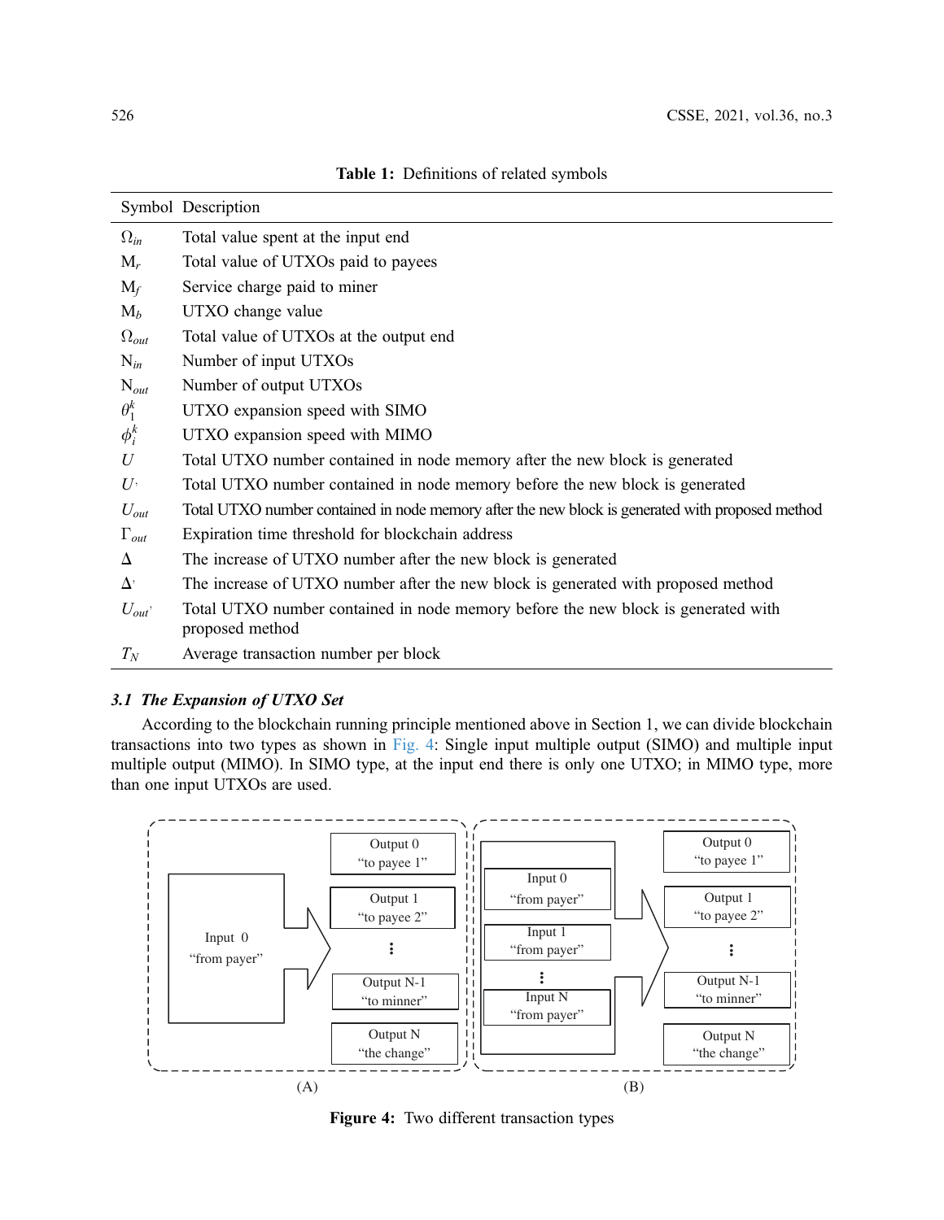**Table 1:** Definitions of related symbols

| Symbol | Description |
|---|---|
| $\Omega_{in}$ | Total value spent at the input end |
| $M_r$ | Total value of UTXOs paid to payees |
| $M_f$ | Service charge paid to miner |
| $M_b$ | UTXO change value |
| $\Omega_{out}$ | Total value of UTXOs at the output end |
| $N_{in}$ | Number of input UTXOs |
| $N_{out}$ | Number of output UTXOs |
| $\theta_1^k$ | UTXO expansion speed with SIMO |
| $\phi_i^k$ | UTXO expansion speed with MIMO |
| $U$ | Total UTXO number contained in node memory after the new block is generated |
| $U'$ | Total UTXO number contained in node memory before the new block is generated |
| $U_{out}$ | Total UTXO number contained in node memory after the new block is generated with proposed method |
| $\Gamma_{out}$ | Expiration time threshold for blockchain address |
| $\Delta$ | The increase of UTXO number after the new block is generated |
| $\Delta'$ | The increase of UTXO number after the new block is generated with proposed method |
| $U_{out'}$ | Total UTXO number contained in node memory before the new block is generated with proposed method |
| $T_N$ | Average transaction number per block |

### *3.1 The Expansion of UTXO Set*

According to the blockchain running principle mentioned above in Section 1, we can divide blockchain transactions into two types as shown in Fig. 4: Single input multiple output (SIMO) and multiple input multiple output (MIMO). In SIMO type, at the input end there is only one UTXO; in MIMO type, more than one input UTXOs are used.

(A) Input 0 "from payer" → Output 0 "to payee 1", Output 1 "to payee 2", ⋮, Output N-1 "to minner", Output N "the change"

(B) Input 0 "from payer", Input 1 "from payer", ⋮, Input N "from payer" → Output 0 "to payee 1", Output 1 "to payee 2", ⋮, Output N-1 "to minner", Output N "the change"

**Figure 4:** Two different transaction types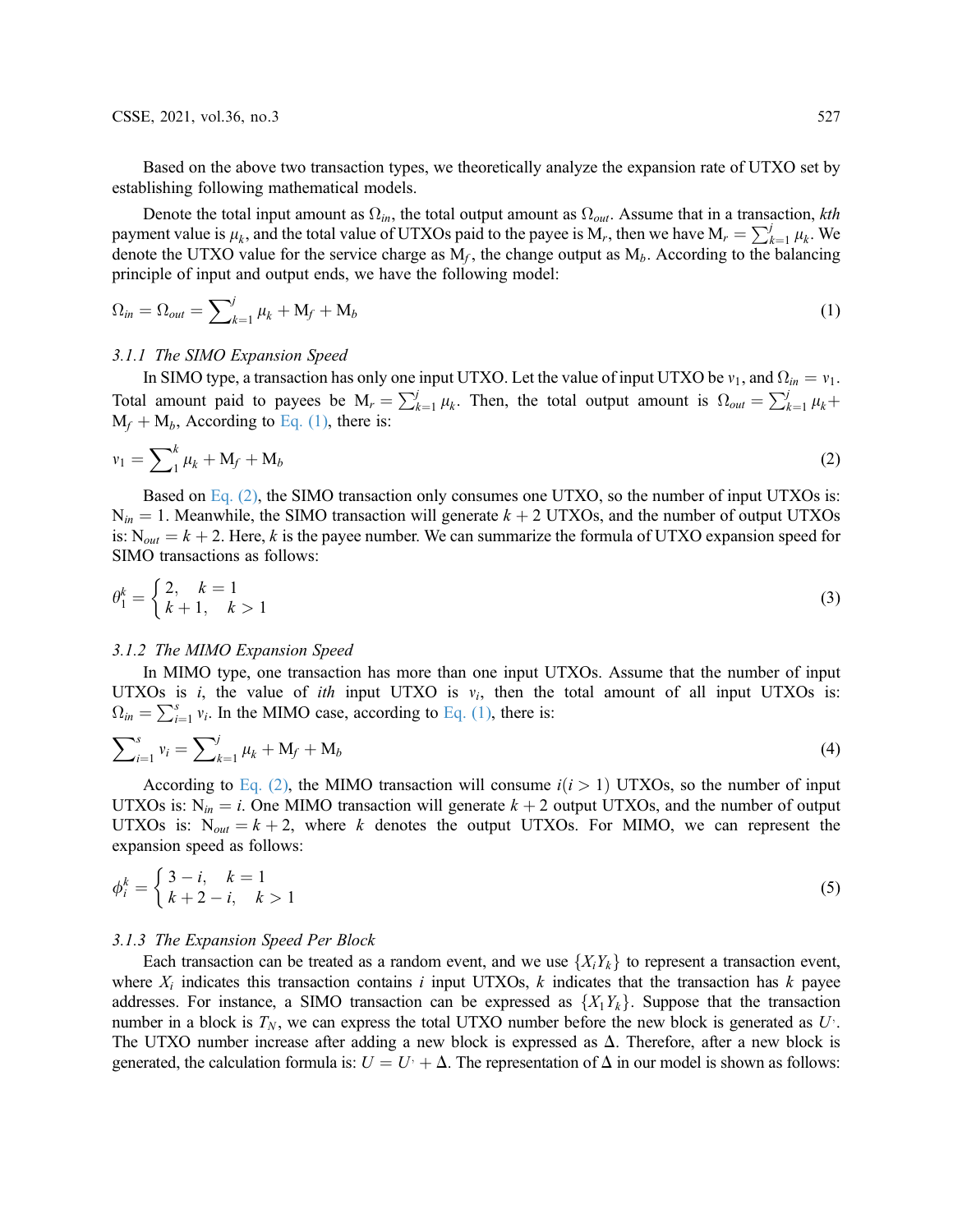Based on the above two transaction types, we theoretically analyze the expansion rate of UTXO set by establishing following mathematical models.

Denote the total input amount as $\Omega_{in}$, the total output amount as $\Omega_{out}$. Assume that in a transaction, *kth* payment value is $\mu_k$, and the total value of UTXOs paid to the payee is $\mathrm{M}_r$, then we have $\mathrm{M}_r = \sum_{k=1}^{j} \mu_k$. We denote the UTXO value for the service charge as $\mathrm{M}_f$, the change output as $\mathrm{M}_b$. According to the balancing principle of input and output ends, we have the following model:

$$\Omega_{in} = \Omega_{out} = \sum_{k=1}^{j} \mu_k + \mathrm{M}_f + \mathrm{M}_b \tag{1}$$

### 3.1.1 The SIMO Expansion Speed

In SIMO type, a transaction has only one input UTXO. Let the value of input UTXO be $v_1$, and $\Omega_{in} = v_1$. Total amount paid to payees be $\mathrm{M}_r = \sum_{k=1}^{j} \mu_k$. Then, the total output amount is $\Omega_{out} = \sum_{k=1}^{j} \mu_k + \mathrm{M}_f + \mathrm{M}_b$, According to Eq. (1), there is:

$$v_1 = \sum_{1}^{k} \mu_k + \mathrm{M}_f + \mathrm{M}_b \tag{2}$$

Based on Eq. (2), the SIMO transaction only consumes one UTXO, so the number of input UTXOs is: $\mathrm{N}_{in} = 1$. Meanwhile, the SIMO transaction will generate $k+2$ UTXOs, and the number of output UTXOs is: $\mathrm{N}_{out} = k+2$. Here, $k$ is the payee number. We can summarize the formula of UTXO expansion speed for SIMO transactions as follows:

$$\theta_1^k = \begin{cases} 2, & k = 1 \\ k+1, & k > 1 \end{cases} \tag{3}$$

### 3.1.2 The MIMO Expansion Speed

In MIMO type, one transaction has more than one input UTXOs. Assume that the number of input UTXOs is $i$, the value of *ith* input UTXO is $v_i$, then the total amount of all input UTXOs is: $\Omega_{in} = \sum_{i=1}^{s} v_i$. In the MIMO case, according to Eq. (1), there is:

$$\sum_{i=1}^{s} v_i = \sum_{k=1}^{j} \mu_k + \mathrm{M}_f + \mathrm{M}_b \tag{4}$$

According to Eq. (2), the MIMO transaction will consume $i(i > 1)$ UTXOs, so the number of input UTXOs is: $\mathrm{N}_{in} = i$. One MIMO transaction will generate $k+2$ output UTXOs, and the number of output UTXOs is: $\mathrm{N}_{out} = k+2$, where $k$ denotes the output UTXOs. For MIMO, we can represent the expansion speed as follows:

$$\phi_i^k = \begin{cases} 3 - i, & k = 1 \\ k + 2 - i, & k > 1 \end{cases} \tag{5}$$

### 3.1.3 The Expansion Speed Per Block

Each transaction can be treated as a random event, and we use $\{X_i Y_k\}$ to represent a transaction event, where $X_i$ indicates this transaction contains $i$ input UTXOs, $k$ indicates that the transaction has $k$ payee addresses. For instance, a SIMO transaction can be expressed as $\{X_1 Y_k\}$. Suppose that the transaction number in a block is $T_N$, we can express the total UTXO number before the new block is generated as $U'$. The UTXO number increase after adding a new block is expressed as $\Delta$. Therefore, after a new block is generated, the calculation formula is: $U = U' + \Delta$. The representation of $\Delta$ in our model is shown as follows: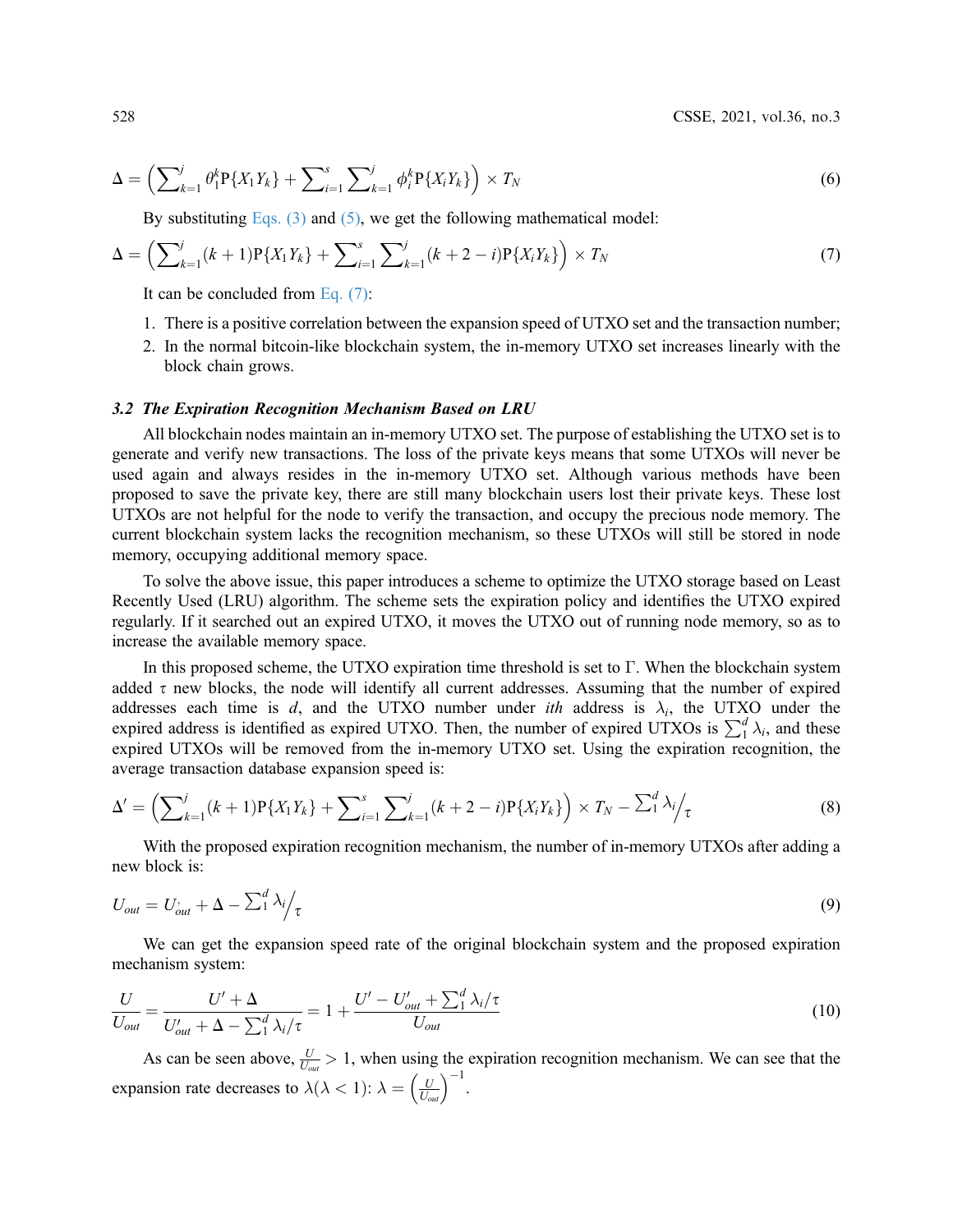$$\Delta = \left(\sum\nolimits_{k=1}^{j} \theta_1^k \mathrm{P}\{X_1 Y_k\} + \sum\nolimits_{i=1}^{s} \sum\nolimits_{k=1}^{j} \phi_i^k \mathrm{P}\{X_i Y_k\}\right) \times T_N \tag{6}$$

By substituting Eqs. (3) and (5), we get the following mathematical model:

$$\Delta = \left(\sum\nolimits_{k=1}^{j} (k+1) \mathrm{P}\{X_1 Y_k\} + \sum\nolimits_{i=1}^{s} \sum\nolimits_{k=1}^{j} (k+2-i) \mathrm{P}\{X_i Y_k\}\right) \times T_N \tag{7}$$

It can be concluded from Eq. (7):

1. There is a positive correlation between the expansion speed of UTXO set and the transaction number;
2. In the normal bitcoin-like blockchain system, the in-memory UTXO set increases linearly with the block chain grows.

### 3.2 The Expiration Recognition Mechanism Based on LRU

All blockchain nodes maintain an in-memory UTXO set. The purpose of establishing the UTXO set is to generate and verify new transactions. The loss of the private keys means that some UTXOs will never be used again and always resides in the in-memory UTXO set. Although various methods have been proposed to save the private key, there are still many blockchain users lost their private keys. These lost UTXOs are not helpful for the node to verify the transaction, and occupy the precious node memory. The current blockchain system lacks the recognition mechanism, so these UTXOs will still be stored in node memory, occupying additional memory space.

To solve the above issue, this paper introduces a scheme to optimize the UTXO storage based on Least Recently Used (LRU) algorithm. The scheme sets the expiration policy and identifies the UTXO expired regularly. If it searched out an expired UTXO, it moves the UTXO out of running node memory, so as to increase the available memory space.

In this proposed scheme, the UTXO expiration time threshold is set to $\Gamma$. When the blockchain system added $\tau$ new blocks, the node will identify all current addresses. Assuming that the number of expired addresses each time is $d$, and the UTXO number under *ith* address is $\lambda_i$, the UTXO under the expired address is identified as expired UTXO. Then, the number of expired UTXOs is $\sum_1^d \lambda_i$, and these expired UTXOs will be removed from the in-memory UTXO set. Using the expiration recognition, the average transaction database expansion speed is:

$$\Delta' = \left(\sum\nolimits_{k=1}^{j} (k+1) \mathrm{P}\{X_1 Y_k\} + \sum\nolimits_{i=1}^{s} \sum\nolimits_{k=1}^{j} (k+2-i) \mathrm{P}\{X_i Y_k\}\right) \times T_N - \sum\nolimits_1^d \lambda_i \Big/ \tau \tag{8}$$

With the proposed expiration recognition mechanism, the number of in-memory UTXOs after adding a new block is:

$$U_{out} = U'_{out} + \Delta - \sum\nolimits_1^d \lambda_i \Big/ \tau \tag{9}$$

We can get the expansion speed rate of the original blockchain system and the proposed expiration mechanism system:

$$\frac{U}{U_{out}} = \frac{U' + \Delta}{U'_{out} + \Delta - \sum_1^d \lambda_i / \tau} = 1 + \frac{U' - U'_{out} + \sum_1^d \lambda_i / \tau}{U_{out}} \tag{10}$$

As can be seen above, $\frac{U}{U_{out}} > 1$, when using the expiration recognition mechanism. We can see that the expansion rate decreases to $\lambda (\lambda < 1)$: $\lambda = \left(\frac{U}{U_{out}}\right)^{-1}$.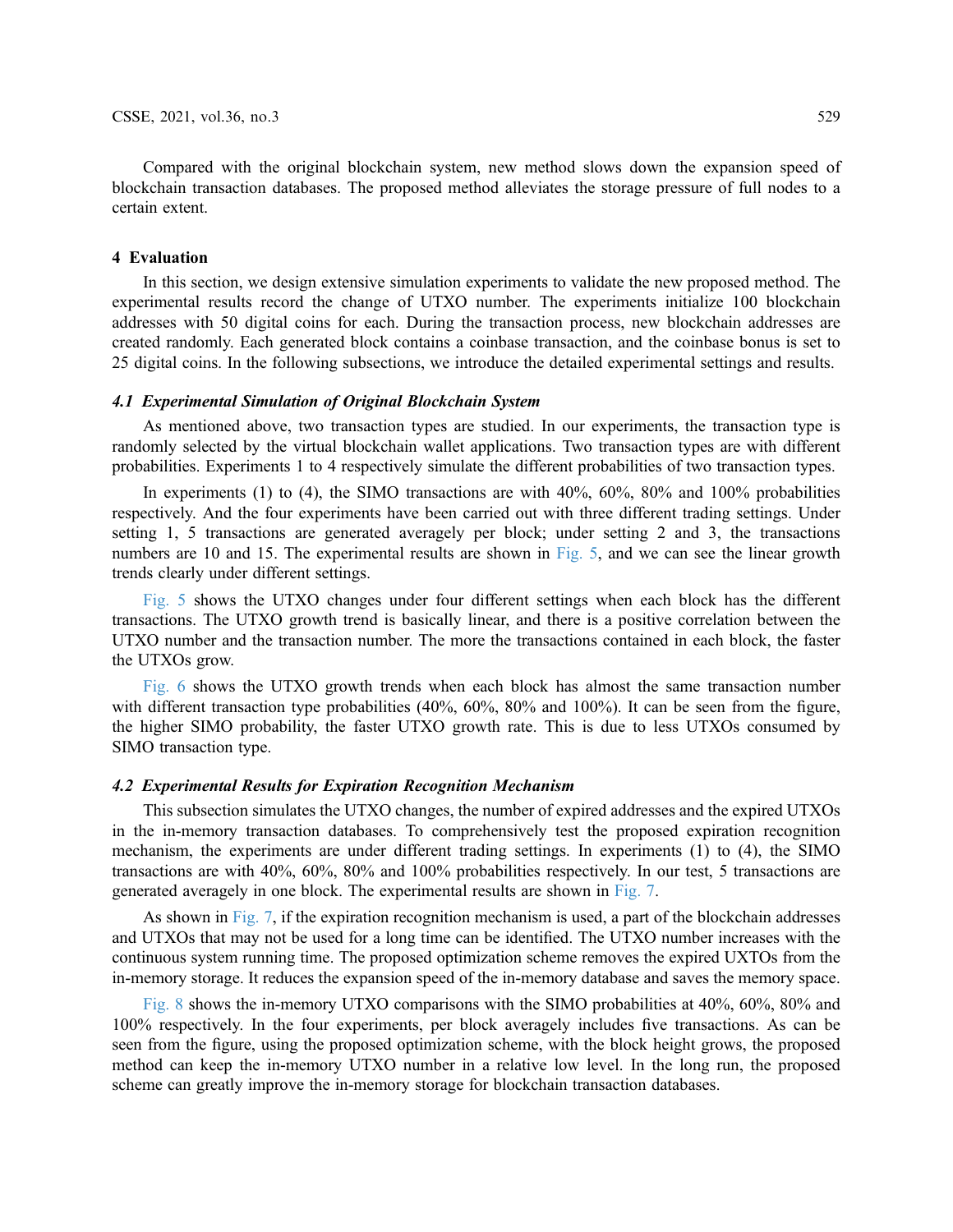Compared with the original blockchain system, new method slows down the expansion speed of blockchain transaction databases. The proposed method alleviates the storage pressure of full nodes to a certain extent.

## 4 Evaluation

In this section, we design extensive simulation experiments to validate the new proposed method. The experimental results record the change of UTXO number. The experiments initialize 100 blockchain addresses with 50 digital coins for each. During the transaction process, new blockchain addresses are created randomly. Each generated block contains a coinbase transaction, and the coinbase bonus is set to 25 digital coins. In the following subsections, we introduce the detailed experimental settings and results.

### *4.1 Experimental Simulation of Original Blockchain System*

As mentioned above, two transaction types are studied. In our experiments, the transaction type is randomly selected by the virtual blockchain wallet applications. Two transaction types are with different probabilities. Experiments 1 to 4 respectively simulate the different probabilities of two transaction types.

In experiments (1) to (4), the SIMO transactions are with 40%, 60%, 80% and 100% probabilities respectively. And the four experiments have been carried out with three different trading settings. Under setting 1, 5 transactions are generated averagely per block; under setting 2 and 3, the transactions numbers are 10 and 15. The experimental results are shown in Fig. 5, and we can see the linear growth trends clearly under different settings.

Fig. 5 shows the UTXO changes under four different settings when each block has the different transactions. The UTXO growth trend is basically linear, and there is a positive correlation between the UTXO number and the transaction number. The more the transactions contained in each block, the faster the UTXOs grow.

Fig. 6 shows the UTXO growth trends when each block has almost the same transaction number with different transaction type probabilities (40%, 60%, 80% and 100%). It can be seen from the figure, the higher SIMO probability, the faster UTXO growth rate. This is due to less UTXOs consumed by SIMO transaction type.

### *4.2 Experimental Results for Expiration Recognition Mechanism*

This subsection simulates the UTXO changes, the number of expired addresses and the expired UTXOs in the in-memory transaction databases. To comprehensively test the proposed expiration recognition mechanism, the experiments are under different trading settings. In experiments (1) to (4), the SIMO transactions are with 40%, 60%, 80% and 100% probabilities respectively. In our test, 5 transactions are generated averagely in one block. The experimental results are shown in Fig. 7.

As shown in Fig. 7, if the expiration recognition mechanism is used, a part of the blockchain addresses and UTXOs that may not be used for a long time can be identified. The UTXO number increases with the continuous system running time. The proposed optimization scheme removes the expired UXTOs from the in-memory storage. It reduces the expansion speed of the in-memory database and saves the memory space.

Fig. 8 shows the in-memory UTXO comparisons with the SIMO probabilities at 40%, 60%, 80% and 100% respectively. In the four experiments, per block averagely includes five transactions. As can be seen from the figure, using the proposed optimization scheme, with the block height grows, the proposed method can keep the in-memory UTXO number in a relative low level. In the long run, the proposed scheme can greatly improve the in-memory storage for blockchain transaction databases.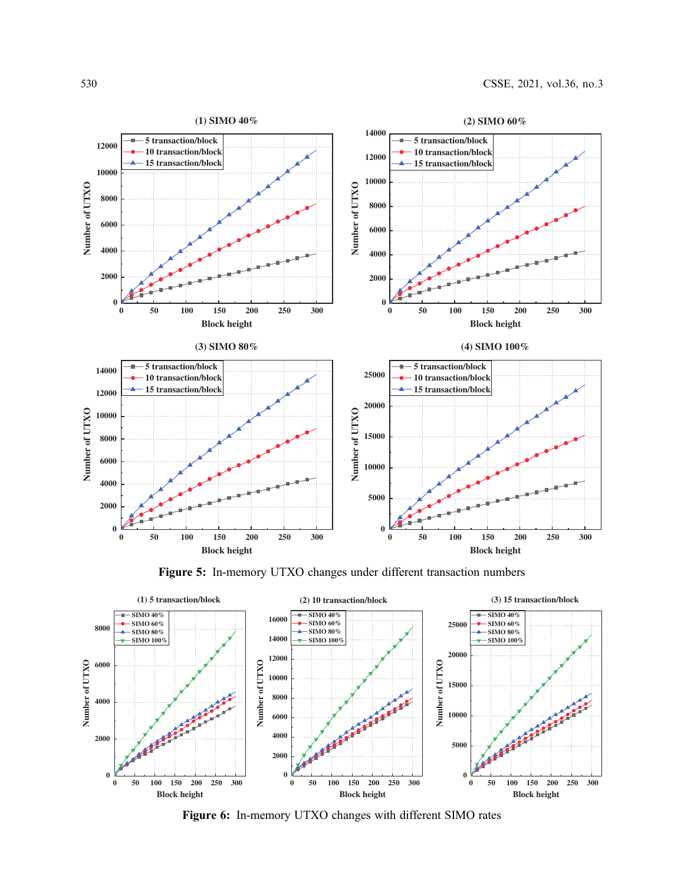Figure 5: In-memory UTXO changes under different transaction numbers

Figure 6: In-memory UTXO changes with different SIMO rates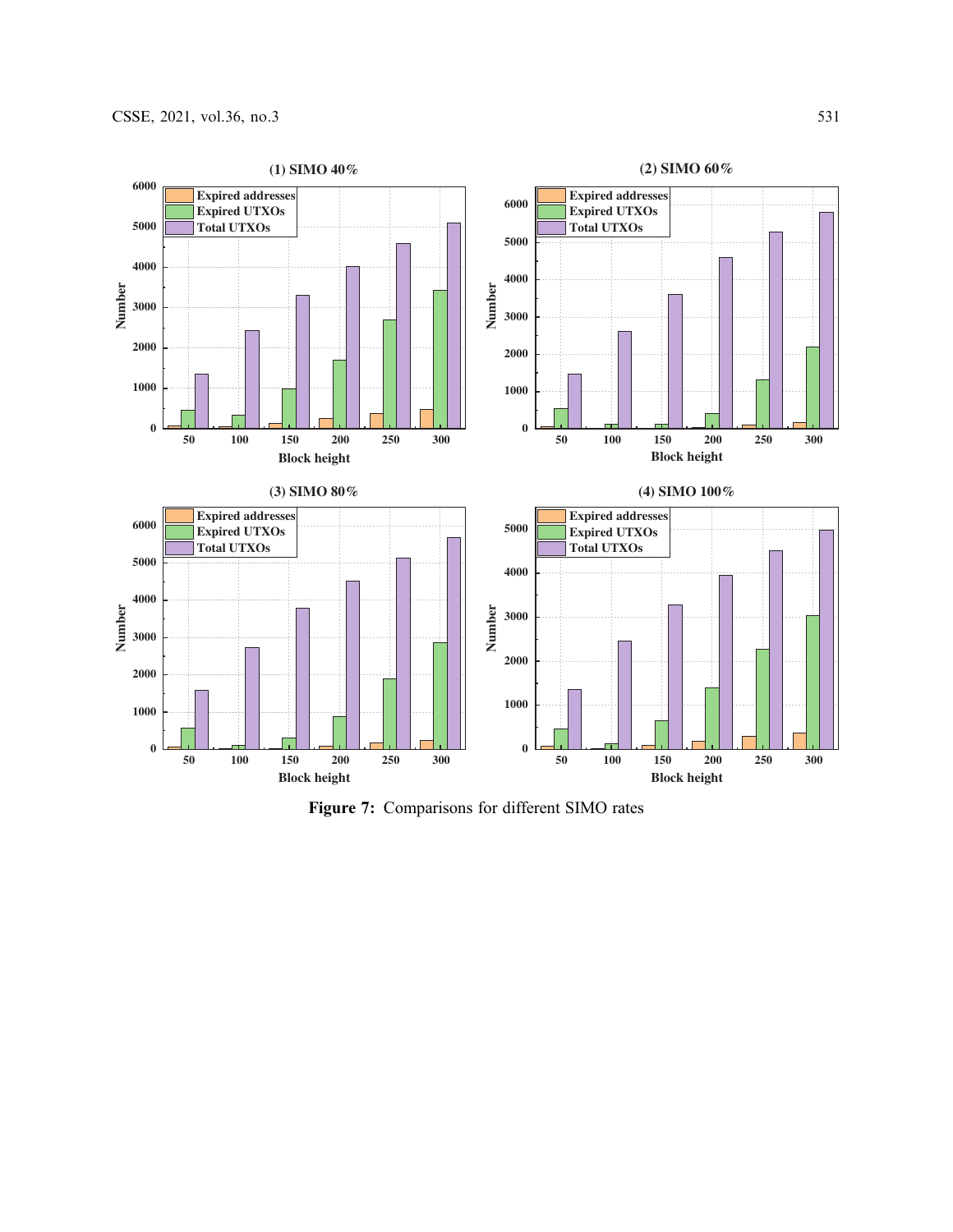Figure 7: Comparisons for different SIMO rates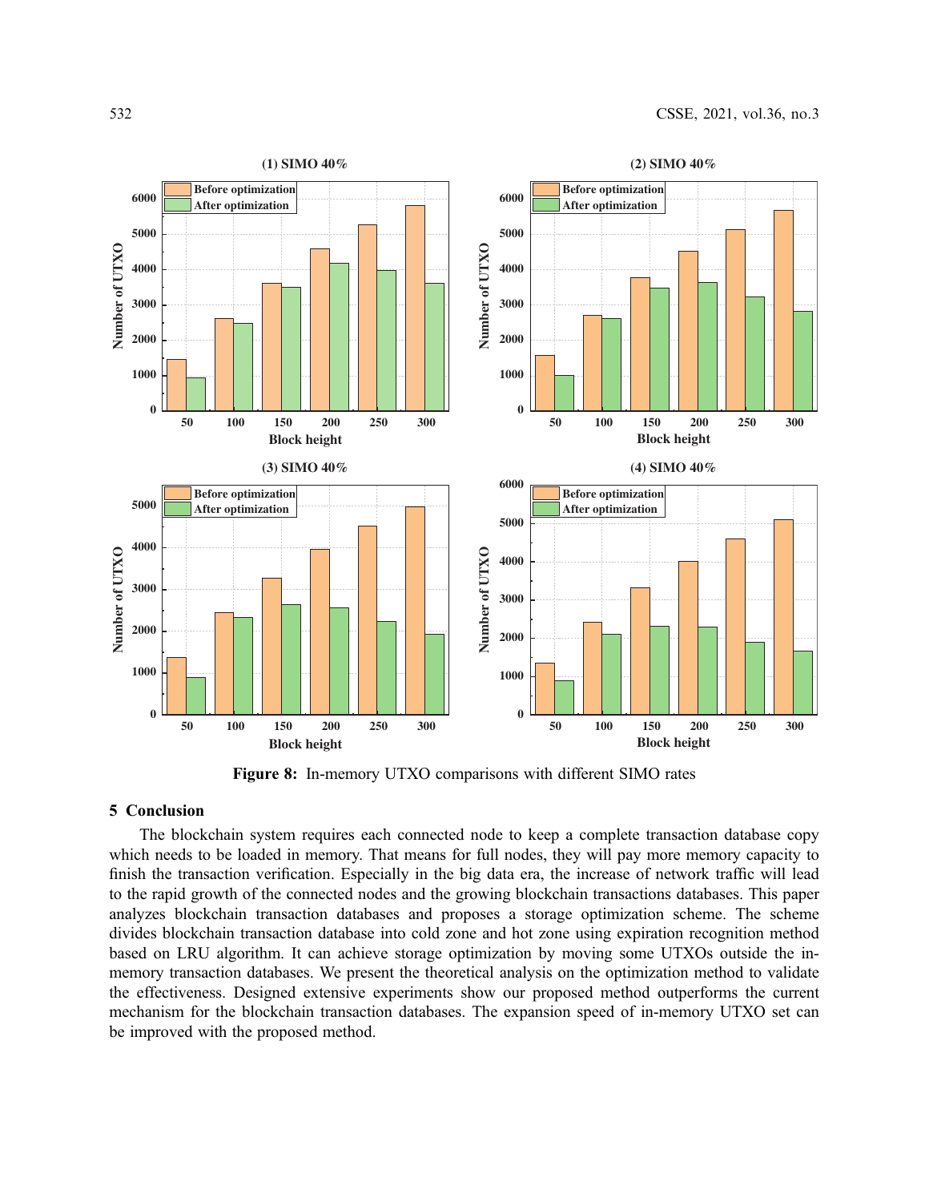**Figure 8:** In-memory UTXO comparisons with different SIMO rates

## 5 Conclusion

The blockchain system requires each connected node to keep a complete transaction database copy which needs to be loaded in memory. That means for full nodes, they will pay more memory capacity to finish the transaction verification. Especially in the big data era, the increase of network traffic will lead to the rapid growth of the connected nodes and the growing blockchain transactions databases. This paper analyzes blockchain transaction databases and proposes a storage optimization scheme. The scheme divides blockchain transaction database into cold zone and hot zone using expiration recognition method based on LRU algorithm. It can achieve storage optimization by moving some UTXOs outside the in-memory transaction databases. We present the theoretical analysis on the optimization method to validate the effectiveness. Designed extensive experiments show our proposed method outperforms the current mechanism for the blockchain transaction databases. The expansion speed of in-memory UTXO set can be improved with the proposed method.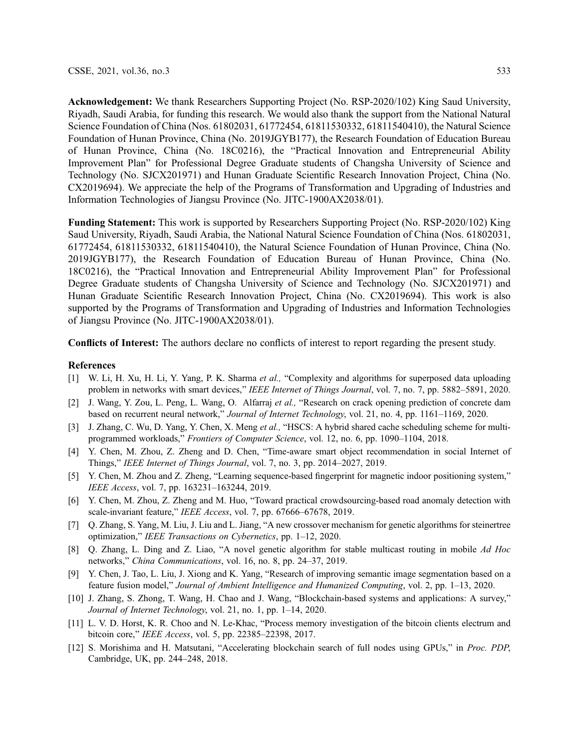**Acknowledgement:** We thank Researchers Supporting Project (No. RSP-2020/102) King Saud University, Riyadh, Saudi Arabia, for funding this research. We would also thank the support from the National Natural Science Foundation of China (Nos. 61802031, 61772454, 61811530332, 61811540410), the Natural Science Foundation of Hunan Province, China (No. 2019JGYB177), the Research Foundation of Education Bureau of Hunan Province, China (No. 18C0216), the "Practical Innovation and Entrepreneurial Ability Improvement Plan" for Professional Degree Graduate students of Changsha University of Science and Technology (No. SJCX201971) and Hunan Graduate Scientific Research Innovation Project, China (No. CX2019694). We appreciate the help of the Programs of Transformation and Upgrading of Industries and Information Technologies of Jiangsu Province (No. JITC-1900AX2038/01).

**Funding Statement:** This work is supported by Researchers Supporting Project (No. RSP-2020/102) King Saud University, Riyadh, Saudi Arabia, the National Natural Science Foundation of China (Nos. 61802031, 61772454, 61811530332, 61811540410), the Natural Science Foundation of Hunan Province, China (No. 2019JGYB177), the Research Foundation of Education Bureau of Hunan Province, China (No. 18C0216), the "Practical Innovation and Entrepreneurial Ability Improvement Plan" for Professional Degree Graduate students of Changsha University of Science and Technology (No. SJCX201971) and Hunan Graduate Scientific Research Innovation Project, China (No. CX2019694). This work is also supported by the Programs of Transformation and Upgrading of Industries and Information Technologies of Jiangsu Province (No. JITC-1900AX2038/01).

**Conflicts of Interest:** The authors declare no conflicts of interest to report regarding the present study.

## References

[1] W. Li, H. Xu, H. Li, Y. Yang, P. K. Sharma *et al.,* "Complexity and algorithms for superposed data uploading problem in networks with smart devices," *IEEE Internet of Things Journal*, vol. 7, no. 7, pp. 5882–5891, 2020.

[2] J. Wang, Y. Zou, L. Peng, L. Wang, O. Alfarraj *et al.,* "Research on crack opening prediction of concrete dam based on recurrent neural network," *Journal of Internet Technology*, vol. 21, no. 4, pp. 1161–1169, 2020.

[3] J. Zhang, C. Wu, D. Yang, Y. Chen, X. Meng *et al.,* "HSCS: A hybrid shared cache scheduling scheme for multiprogrammed workloads," *Frontiers of Computer Science*, vol. 12, no. 6, pp. 1090–1104, 2018.

[4] Y. Chen, M. Zhou, Z. Zheng and D. Chen, "Time-aware smart object recommendation in social Internet of Things," *IEEE Internet of Things Journal*, vol. 7, no. 3, pp. 2014–2027, 2019.

[5] Y. Chen, M. Zhou and Z. Zheng, "Learning sequence-based fingerprint for magnetic indoor positioning system," *IEEE Access*, vol. 7, pp. 163231–163244, 2019.

[6] Y. Chen, M. Zhou, Z. Zheng and M. Huo, "Toward practical crowdsourcing-based road anomaly detection with scale-invariant feature," *IEEE Access*, vol. 7, pp. 67666–67678, 2019.

[7] Q. Zhang, S. Yang, M. Liu, J. Liu and L. Jiang, "A new crossover mechanism for genetic algorithms for steinertree optimization," *IEEE Transactions on Cybernetics*, pp. 1–12, 2020.

[8] Q. Zhang, L. Ding and Z. Liao, "A novel genetic algorithm for stable multicast routing in mobile *Ad Hoc* networks," *China Communications*, vol. 16, no. 8, pp. 24–37, 2019.

[9] Y. Chen, J. Tao, L. Liu, J. Xiong and K. Yang, "Research of improving semantic image segmentation based on a feature fusion model," *Journal of Ambient Intelligence and Humanized Computing*, vol. 2, pp. 1–13, 2020.

[10] J. Zhang, S. Zhong, T. Wang, H. Chao and J. Wang, "Blockchain-based systems and applications: A survey," *Journal of Internet Technology*, vol. 21, no. 1, pp. 1–14, 2020.

[11] L. V. D. Horst, K. R. Choo and N. Le-Khac, "Process memory investigation of the bitcoin clients electrum and bitcoin core," *IEEE Access*, vol. 5, pp. 22385–22398, 2017.

[12] S. Morishima and H. Matsutani, "Accelerating blockchain search of full nodes using GPUs," in *Proc. PDP*, Cambridge, UK, pp. 244–248, 2018.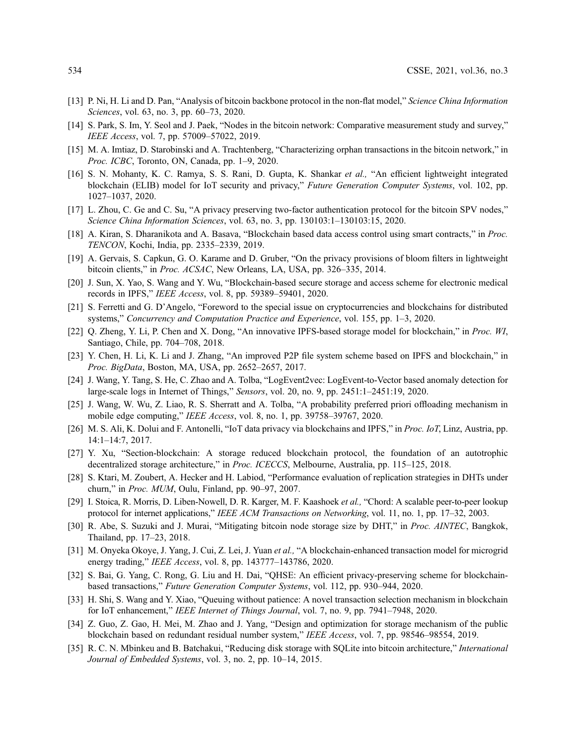[13] P. Ni, H. Li and D. Pan, "Analysis of bitcoin backbone protocol in the non-flat model," *Science China Information Sciences*, vol. 63, no. 3, pp. 60–73, 2020.

[14] S. Park, S. Im, Y. Seol and J. Paek, "Nodes in the bitcoin network: Comparative measurement study and survey," *IEEE Access*, vol. 7, pp. 57009–57022, 2019.

[15] M. A. Imtiaz, D. Starobinski and A. Trachtenberg, "Characterizing orphan transactions in the bitcoin network," in *Proc. ICBC*, Toronto, ON, Canada, pp. 1–9, 2020.

[16] S. N. Mohanty, K. C. Ramya, S. S. Rani, D. Gupta, K. Shankar *et al.,* "An efficient lightweight integrated blockchain (ELIB) model for IoT security and privacy," *Future Generation Computer Systems*, vol. 102, pp. 1027–1037, 2020.

[17] L. Zhou, C. Ge and C. Su, "A privacy preserving two-factor authentication protocol for the bitcoin SPV nodes," *Science China Information Sciences*, vol. 63, no. 3, pp. 130103:1–130103:15, 2020.

[18] A. Kiran, S. Dharanikota and A. Basava, "Blockchain based data access control using smart contracts," in *Proc. TENCON*, Kochi, India, pp. 2335–2339, 2019.

[19] A. Gervais, S. Capkun, G. O. Karame and D. Gruber, "On the privacy provisions of bloom filters in lightweight bitcoin clients," in *Proc. ACSAC*, New Orleans, LA, USA, pp. 326–335, 2014.

[20] J. Sun, X. Yao, S. Wang and Y. Wu, "Blockchain-based secure storage and access scheme for electronic medical records in IPFS," *IEEE Access*, vol. 8, pp. 59389–59401, 2020.

[21] S. Ferretti and G. D'Angelo, "Foreword to the special issue on cryptocurrencies and blockchains for distributed systems," *Concurrency and Computation Practice and Experience*, vol. 155, pp. 1–3, 2020.

[22] Q. Zheng, Y. Li, P. Chen and X. Dong, "An innovative IPFS-based storage model for blockchain," in *Proc. WI*, Santiago, Chile, pp. 704–708, 2018.

[23] Y. Chen, H. Li, K. Li and J. Zhang, "An improved P2P file system scheme based on IPFS and blockchain," in *Proc. BigData*, Boston, MA, USA, pp. 2652–2657, 2017.

[24] J. Wang, Y. Tang, S. He, C. Zhao and A. Tolba, "LogEvent2vec: LogEvent-to-Vector based anomaly detection for large-scale logs in Internet of Things," *Sensors*, vol. 20, no. 9, pp. 2451:1–2451:19, 2020.

[25] J. Wang, W. Wu, Z. Liao, R. S. Sherratt and A. Tolba, "A probability preferred priori offloading mechanism in mobile edge computing," *IEEE Access*, vol. 8, no. 1, pp. 39758–39767, 2020.

[26] M. S. Ali, K. Dolui and F. Antonelli, "IoT data privacy via blockchains and IPFS," in *Proc. IoT*, Linz, Austria, pp. 14:1–14:7, 2017.

[27] Y. Xu, "Section-blockchain: A storage reduced blockchain protocol, the foundation of an autotrophic decentralized storage architecture," in *Proc. ICECCS*, Melbourne, Australia, pp. 115–125, 2018.

[28] S. Ktari, M. Zoubert, A. Hecker and H. Labiod, "Performance evaluation of replication strategies in DHTs under churn," in *Proc. MUM*, Oulu, Finland, pp. 90–97, 2007.

[29] I. Stoica, R. Morris, D. Liben-Nowell, D. R. Karger, M. F. Kaashoek *et al.,* "Chord: A scalable peer-to-peer lookup protocol for internet applications," *IEEE ACM Transactions on Networking*, vol. 11, no. 1, pp. 17–32, 2003.

[30] R. Abe, S. Suzuki and J. Murai, "Mitigating bitcoin node storage size by DHT," in *Proc. AINTEC*, Bangkok, Thailand, pp. 17–23, 2018.

[31] M. Onyeka Okoye, J. Yang, J. Cui, Z. Lei, J. Yuan *et al.,* "A blockchain-enhanced transaction model for microgrid energy trading," *IEEE Access*, vol. 8, pp. 143777–143786, 2020.

[32] S. Bai, G. Yang, C. Rong, G. Liu and H. Dai, "QHSE: An efficient privacy-preserving scheme for blockchain-based transactions," *Future Generation Computer Systems*, vol. 112, pp. 930–944, 2020.

[33] H. Shi, S. Wang and Y. Xiao, "Queuing without patience: A novel transaction selection mechanism in blockchain for IoT enhancement," *IEEE Internet of Things Journal*, vol. 7, no. 9, pp. 7941–7948, 2020.

[34] Z. Guo, Z. Gao, H. Mei, M. Zhao and J. Yang, "Design and optimization for storage mechanism of the public blockchain based on redundant residual number system," *IEEE Access*, vol. 7, pp. 98546–98554, 2019.

[35] R. C. N. Mbinkeu and B. Batchakui, "Reducing disk storage with SQLite into bitcoin architecture," *International Journal of Embedded Systems*, vol. 3, no. 2, pp. 10–14, 2015.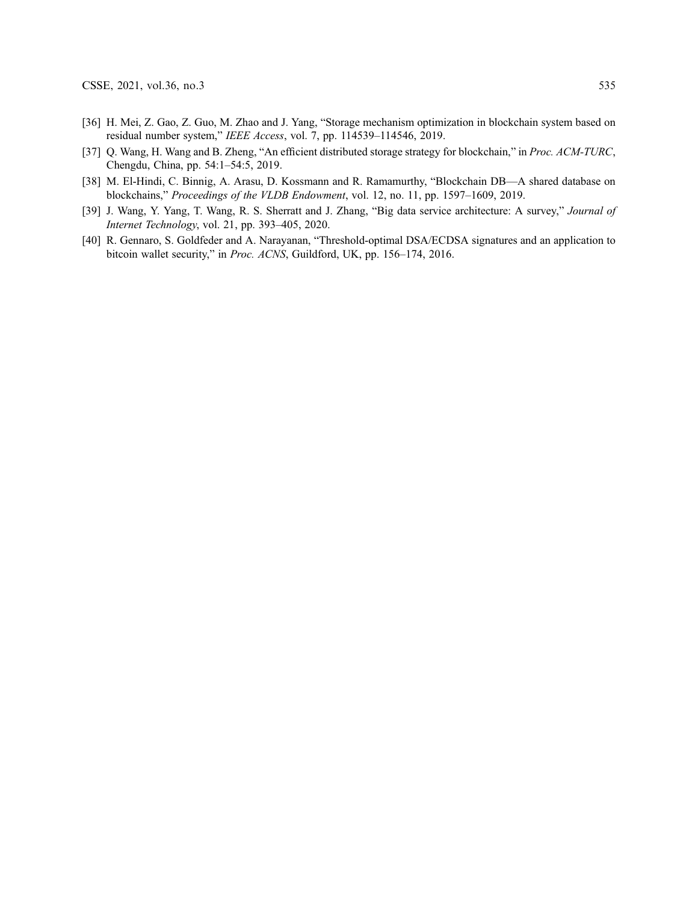[36] H. Mei, Z. Gao, Z. Guo, M. Zhao and J. Yang, "Storage mechanism optimization in blockchain system based on residual number system," *IEEE Access*, vol. 7, pp. 114539–114546, 2019.

[37] Q. Wang, H. Wang and B. Zheng, "An efficient distributed storage strategy for blockchain," in *Proc. ACM-TURC*, Chengdu, China, pp. 54:1–54:5, 2019.

[38] M. El-Hindi, C. Binnig, A. Arasu, D. Kossmann and R. Ramamurthy, "Blockchain DB—A shared database on blockchains," *Proceedings of the VLDB Endowment*, vol. 12, no. 11, pp. 1597–1609, 2019.

[39] J. Wang, Y. Yang, T. Wang, R. S. Sherratt and J. Zhang, "Big data service architecture: A survey," *Journal of Internet Technology*, vol. 21, pp. 393–405, 2020.

[40] R. Gennaro, S. Goldfeder and A. Narayanan, "Threshold-optimal DSA/ECDSA signatures and an application to bitcoin wallet security," in *Proc. ACNS*, Guildford, UK, pp. 156–174, 2016.